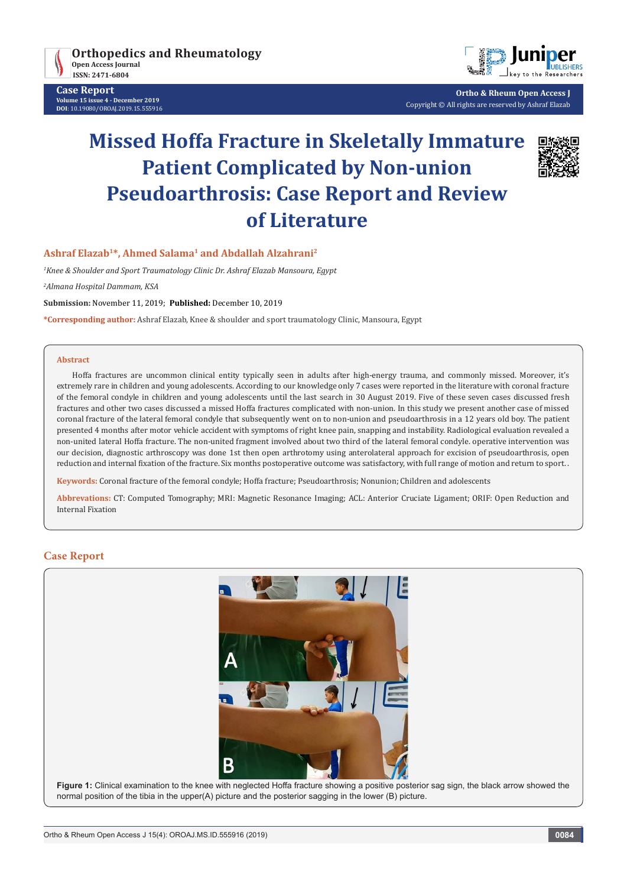# Missed Hoffa Fracture in Skeletally Immature Patient Complicated by Non-union Pseudoarthrosis: Case Report and Review of Literature

**Ashraf Elazab[1]*, Ahmed Salama[1] and Abdallah Alzahrani[2]**

[1]*Knee & Shoulder and Sport Traumatology Clinic Dr. Ashraf Elazab Mansoura, Egypt*

[2]*Almana Hospital Dammam, KSA*

**Submission:** November 11, 2019; **Published:** December 10, 2019

***Corresponding author:** Ashraf Elazab, Knee & shoulder and sport traumatology Clinic, Mansoura, Egypt

## Abstract

Hoffa fractures are uncommon clinical entity typically seen in adults after high-energy trauma, and commonly missed. Moreover, it's extremely rare in children and young adolescents. According to our knowledge only 7 cases were reported in the literature with coronal fracture of the femoral condyle in children and young adolescents until the last search in 30 August 2019. Five of these seven cases discussed fresh fractures and other two cases discussed a missed Hoffa fractures complicated with non-union. In this study we present another case of missed coronal fracture of the lateral femoral condyle that subsequently went on to non-union and pseudoarthrosis in a 12 years old boy. The patient presented 4 months after motor vehicle accident with symptoms of right knee pain, snapping and instability. Radiological evaluation revealed a non-united lateral Hoffa fracture. The non-united fragment involved about two third of the lateral femoral condyle. operative intervention was our decision, diagnostic arthroscopy was done 1st then open arthrotomy using anterolateral approach for excision of pseudoarthrosis, open reduction and internal fixation of the fracture. Six months postoperative outcome was satisfactory, with full range of motion and return to sport..

**Keywords:** Coronal fracture of the femoral condyle; Hoffa fracture; Pseudoarthrosis; Nonunion; Children and adolescents

**Abbrevations:** CT: Computed Tomography; MRI: Magnetic Resonance Imaging; ACL: Anterior Cruciate Ligament; ORIF: Open Reduction and Internal Fixation

## Case Report

**Figure 1:** Clinical examination to the knee with neglected Hoffa fracture showing a positive posterior sag sign, the black arrow showed the normal position of the tibia in the upper(A) picture and the posterior sagging in the lower (B) picture.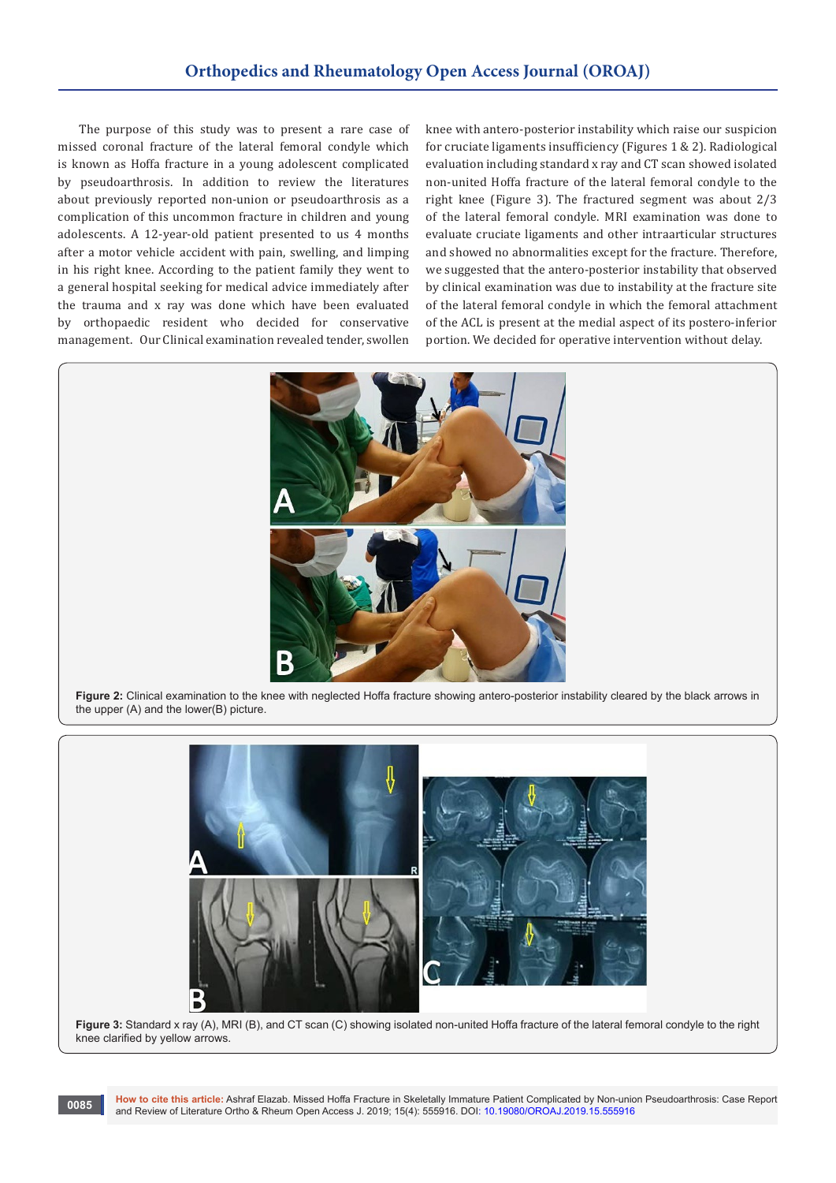The purpose of this study was to present a rare case of missed coronal fracture of the lateral femoral condyle which is known as Hoffa fracture in a young adolescent complicated by pseudoarthrosis. In addition to review the literatures about previously reported non-union or pseudoarthrosis as a complication of this uncommon fracture in children and young adolescents. A 12-year-old patient presented to us 4 months after a motor vehicle accident with pain, swelling, and limping in his right knee. According to the patient family they went to a general hospital seeking for medical advice immediately after the trauma and x ray was done which have been evaluated by orthopaedic resident who decided for conservative management. Our Clinical examination revealed tender, swollen knee with antero-posterior instability which raise our suspicion for cruciate ligaments insufficiency (Figures 1 & 2). Radiological evaluation including standard x ray and CT scan showed isolated non-united Hoffa fracture of the lateral femoral condyle to the right knee (Figure 3). The fractured segment was about 2/3 of the lateral femoral condyle. MRI examination was done to evaluate cruciate ligaments and other intraarticular structures and showed no abnormalities except for the fracture. Therefore, we suggested that the antero-posterior instability that observed by clinical examination was due to instability at the fracture site of the lateral femoral condyle in which the femoral attachment of the ACL is present at the medial aspect of its postero-inferior portion. We decided for operative intervention without delay.

**Figure 2:** Clinical examination to the knee with neglected Hoffa fracture showing antero-posterior instability cleared by the black arrows in the upper (A) and the lower(B) picture.

**Figure 3:** Standard x ray (A), MRI (B), and CT scan (C) showing isolated non-united Hoffa fracture of the lateral femoral condyle to the right knee clarified by yellow arrows.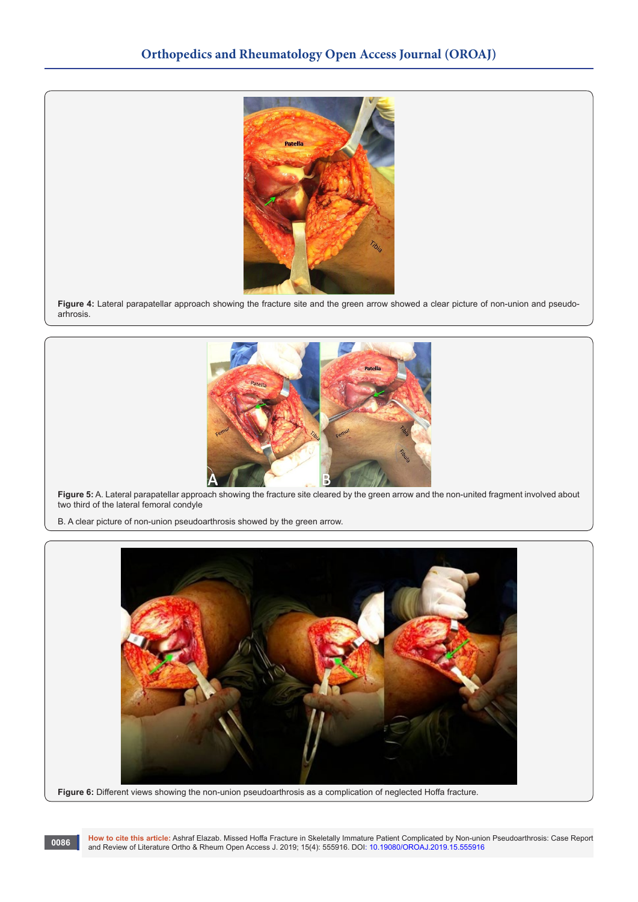**Figure 4:** Lateral parapatellar approach showing the fracture site and the green arrow showed a clear picture of non-union and pseudo-arhrosis.

**Figure 5:** A. Lateral parapatellar approach showing the fracture site cleared by the green arrow and the non-united fragment involved about two third of the lateral femoral condyle

B. A clear picture of non-union pseudoarthrosis showed by the green arrow.

**Figure 6:** Different views showing the non-union pseudarthrosis as a complication of neglected Hoffa fracture.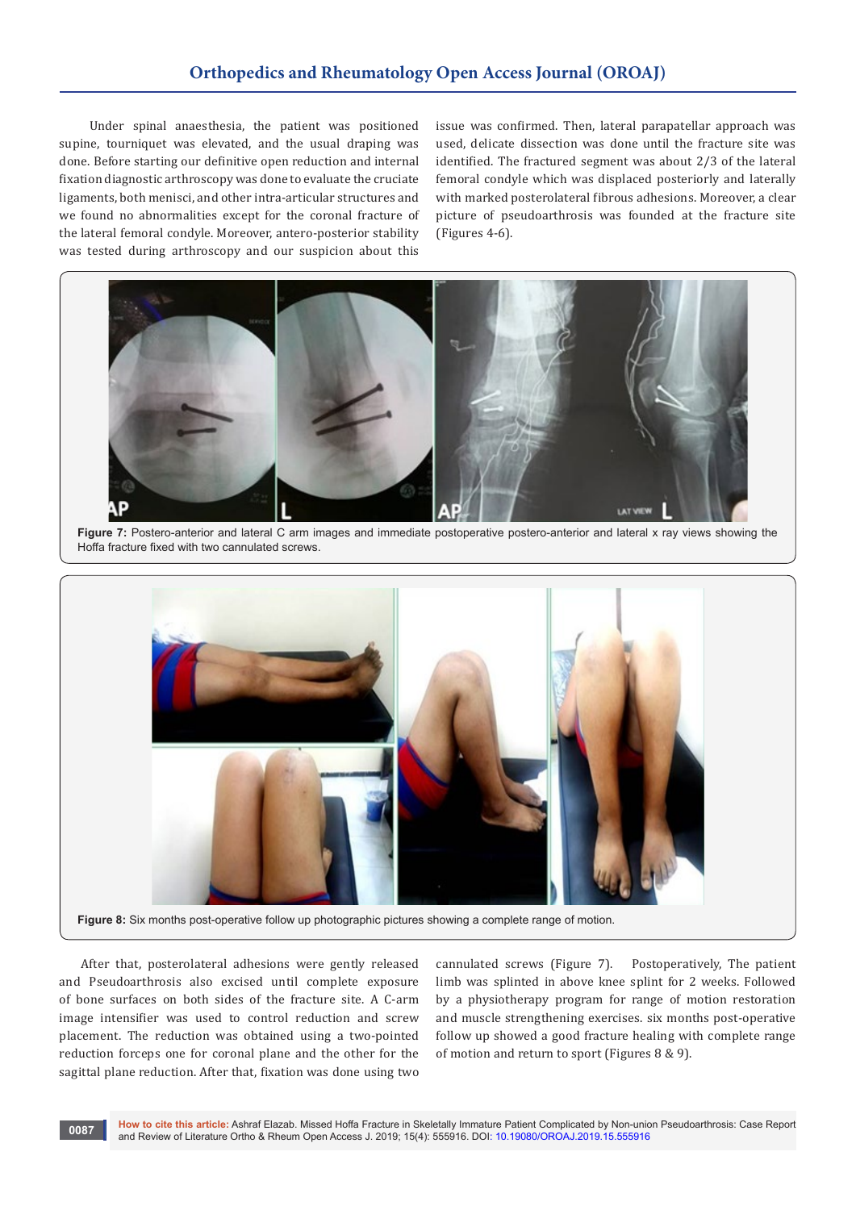Under spinal anaesthesia, the patient was positioned supine, tourniquet was elevated, and the usual draping was done. Before starting our definitive open reduction and internal fixation diagnostic arthroscopy was done to evaluate the cruciate ligaments, both menisci, and other intra-articular structures and we found no abnormalities except for the coronal fracture of the lateral femoral condyle. Moreover, antero-posterior stability was tested during arthroscopy and our suspicion about this issue was confirmed. Then, lateral parapatellar approach was used, delicate dissection was done until the fracture site was identified. The fractured segment was about 2/3 of the lateral femoral condyle which was displaced posteriorly and laterally with marked posterolateral fibrous adhesions. Moreover, a clear picture of pseudoarthrosis was founded at the fracture site (Figures 4-6).

**Figure 7:** Postero-anterior and lateral C arm images and immediate postoperative postero-anterior and lateral x ray views showing the Hoffa fracture fixed with two cannulated screws.

**Figure 8:** Six months post-operative follow up photographic pictures showing a complete range of motion.

After that, posterolateral adhesions were gently released and Pseudoarthrosis also excised until complete exposure of bone surfaces on both sides of the fracture site. A C-arm image intensifier was used to control reduction and screw placement. The reduction was obtained using a two-pointed reduction forceps one for coronal plane and the other for the sagittal plane reduction. After that, fixation was done using two cannulated screws (Figure 7). Postoperatively, The patient limb was splinted in above knee splint for 2 weeks. Followed by a physiotherapy program for range of motion restoration and muscle strengthening exercises. six months post-operative follow up showed a good fracture healing with complete range of motion and return to sport (Figures 8 & 9).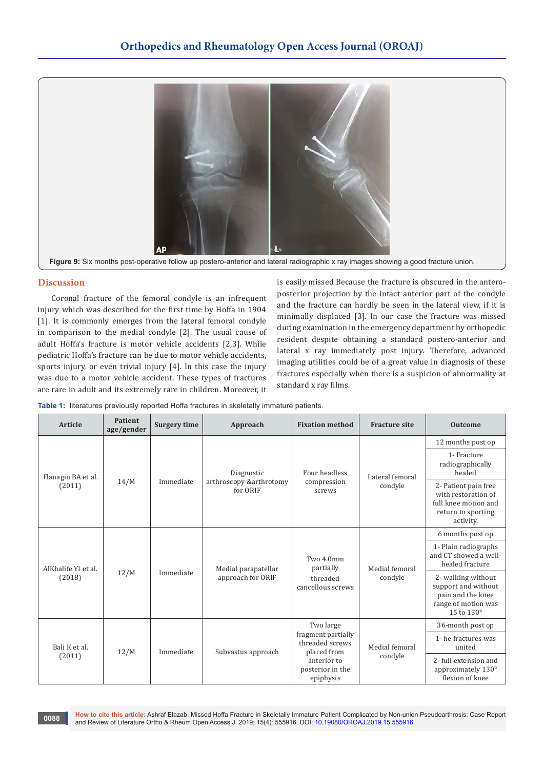**Figure 9:** Six months post-operative follow up postero-anterior and lateral radiographic x ray images showing a good fracture union.

## Discussion

Coronal fracture of the femoral condyle is an infrequent injury which was described for the first time by Hoffa in 1904 [1]. It is commonly emerges from the lateral femoral condyle in comparison to the medial condyle [2]. The usual cause of adult Hoffa's fracture is motor vehicle accidents [2,3]. While pediatric Hoffa's fracture can be due to motor vehicle accidents, sports injury, or even trivial injury [4]. In this case the injury was due to a motor vehicle accident. These types of fractures are rare in adult and its extremely rare in children. Moreover, it is easily missed Because the fracture is obscured in the antero-posterior projection by the intact anterior part of the condyle and the fracture can hardly be seen in the lateral view, if it is minimally displaced [3]. In our case the fracture was missed during examination in the emergency department by orthopedic resident despite obtaining a standard postero-anterior and lateral x ray immediately post injury. Therefore, advanced imaging utilities could be of a great value in diagnosis of these fractures especially when there is a suspicion of abnormality at standard x ray films.

**Table 1:** literatures previously reported Hoffa fractures in skeletally immature patients.

| Article | Patient age/gender | Surgery time | Approach | Fixation method | Fracture site | Outcome |
|---|---|---|---|---|---|---|
| Flanagin BA et al. (2011) | 14/M | Immediate | Diagnostic arthroscopy &arthrotomy for ORIF | Four headless compression screws | Lateral femoral condyle | 12 months post op<br>1- Fracture radiographically healed<br>2- Patient pain free with restoration of full knee motion and return to sporting activity. |
| AlKhalife YI et al. (2018) | 12/M | Immediate | Medial parapatellar approach for ORIF | Two 4.0mm partially threaded cancellous screws | Medial femoral condyle | 6 months post op<br>1- Plain radiographs and CT showed a well-healed fracture<br>2- walking without support and without pain and the knee range of motion was 15 to 130° |
| Bali K et al. (2011) | 12/M | Immediate | Subvastus approach | Two large fragment partially threaded screws placed from anterior to posterior in the epiphysis | Medial femoral condyle | 36-month post op<br>1- he fractures was united<br>2- full extension and approximately 130° flexion of knee |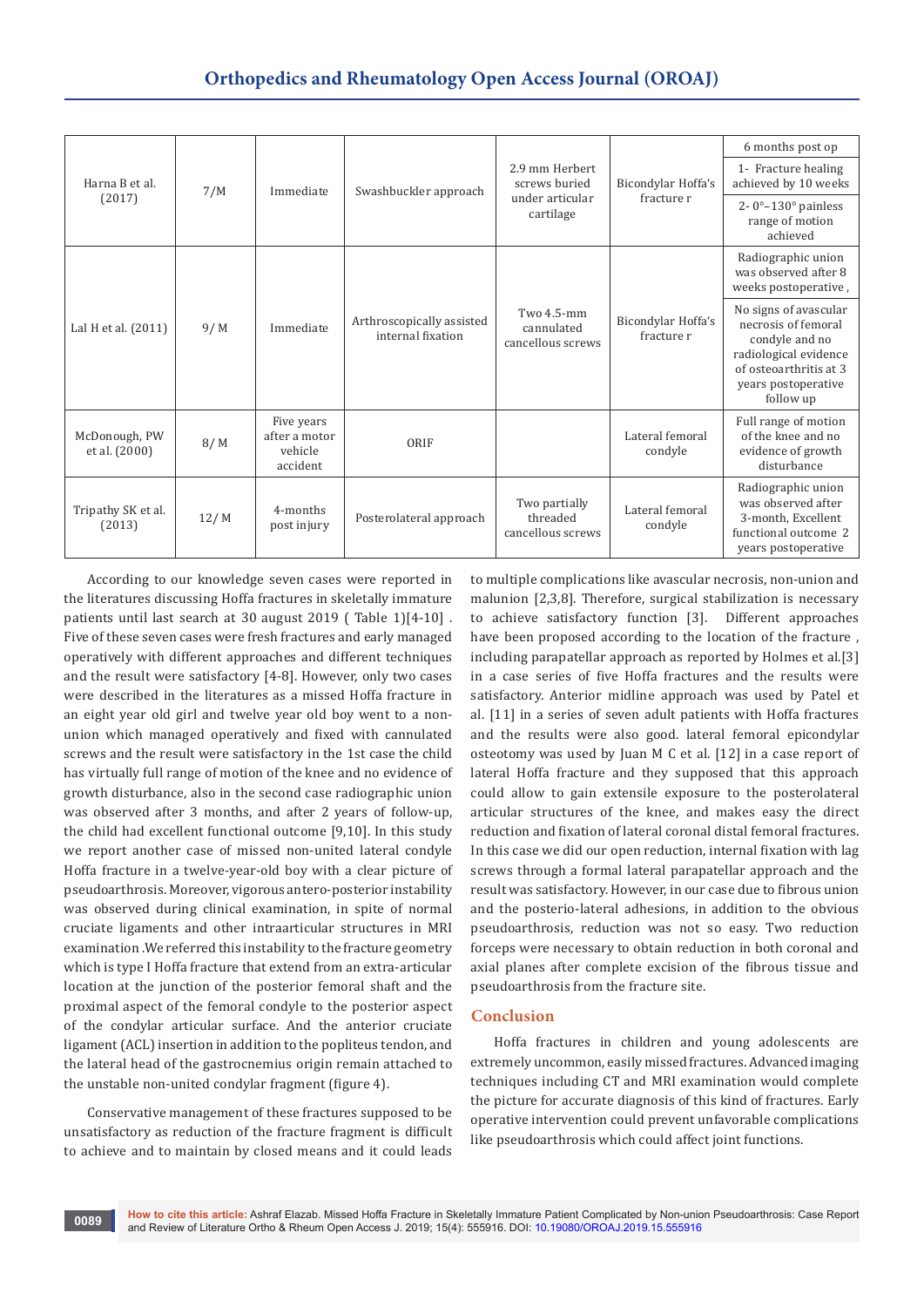| | | | | | | |
|---|---|---|---|---|---|---|
| Harna B et al. (2017) | 7/M | Immediate | Swashbuckler approach | 2.9 mm Herbert screws buried under articular cartilage | Bicondylar Hoffa's fracture r | 6 months post op<br>1- Fracture healing achieved by 10 weeks<br>2- 0°–130° painless range of motion achieved |
| Lal H et al. (2011) | 9/ M | Immediate | Arthroscopically assisted internal fixation | Two 4.5-mm cannulated cancellous screws | Bicondylar Hoffa's fracture r | Radiographic union was observed after 8 weeks postoperative ,<br>No signs of avascular necrosis of femoral condyle and no radiological evidence of osteoarthritis at 3 years postoperative follow up |
| McDonough, PW et al. (2000) | 8/ M | Five years after a motor vehicle accident | ORIF | | Lateral femoral condyle | Full range of motion of the knee and no evidence of growth disturbance |
| Tripathy SK et al. (2013) | 12/ M | 4-months post injury | Posterolateral approach | Two partially threaded cancellous screws | Lateral femoral condyle | Radiographic union was observed after 3-month, Excellent functional outcome 2 years postoperative |

According to our knowledge seven cases were reported in the literatures discussing Hoffa fractures in skeletally immature patients until last search at 30 august 2019 ( Table 1)[4-10] . Five of these seven cases were fresh fractures and early managed operatively with different approaches and different techniques and the result were satisfactory [4-8]. However, only two cases were described in the literatures as a missed Hoffa fracture in an eight year old girl and twelve year old boy went to a non-union which managed operatively and fixed with cannulated screws and the result were satisfactory in the 1st case the child has virtually full range of motion of the knee and no evidence of growth disturbance, also in the second case radiographic union was observed after 3 months, and after 2 years of follow-up, the child had excellent functional outcome [9,10]. In this study we report another case of missed non-united lateral condyle Hoffa fracture in a twelve-year-old boy with a clear picture of pseudoarthrosis. Moreover, vigorous antero-posterior instability was observed during clinical examination, in spite of normal cruciate ligaments and other intraarticular structures in MRI examination .We referred this instability to the fracture geometry which is type I Hoffa fracture that extend from an extra-articular location at the junction of the posterior femoral shaft and the proximal aspect of the femoral condyle to the posterior aspect of the condylar articular surface. And the anterior cruciate ligament (ACL) insertion in addition to the popliteus tendon, and the lateral head of the gastrocnemius origin remain attached to the unstable non-united condylar fragment (figure 4).

Conservative management of these fractures supposed to be unsatisfactory as reduction of the fracture fragment is difficult to achieve and to maintain by closed means and it could leads to multiple complications like avascular necrosis, non-union and malunion [2,3,8]. Therefore, surgical stabilization is necessary to achieve satisfactory function [3]. Different approaches have been proposed according to the location of the fracture , including parapatellar approach as reported by Holmes et al.[3] in a case series of five Hoffa fractures and the results were satisfactory. Anterior midline approach was used by Patel et al. [11] in a series of seven adult patients with Hoffa fractures and the results were also good. lateral femoral epicondylar osteotomy was used by Juan M C et al. [12] in a case report of lateral Hoffa fracture and they supposed that this approach could allow to gain extensile exposure to the posterolateral articular structures of the knee, and makes easy the direct reduction and fixation of lateral coronal distal femoral fractures. In this case we did our open reduction, internal fixation with lag screws through a formal lateral parapatellar approach and the result was satisfactory. However, in our case due to fibrous union and the posterio-lateral adhesions, in addition to the obvious pseudoarthrosis, reduction was not so easy. Two reduction forceps were necessary to obtain reduction in both coronal and axial planes after complete excision of the fibrous tissue and pseudoarthrosis from the fracture site.

## Conclusion

Hoffa fractures in children and young adolescents are extremely uncommon, easily missed fractures. Advanced imaging techniques including CT and MRI examination would complete the picture for accurate diagnosis of this kind of fractures. Early operative intervention could prevent unfavorable complications like pseudoarthrosis which could affect joint functions.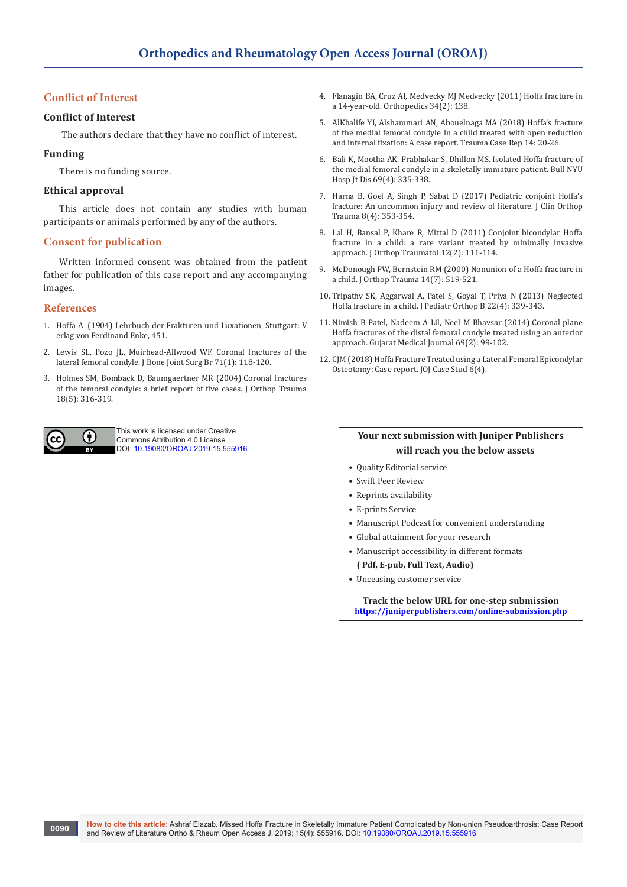## Conflict of Interest

### Conflict of Interest

The authors declare that they have no conflict of interest.

### Funding

There is no funding source.

### Ethical approval

This article does not contain any studies with human participants or animals performed by any of the authors.

## Consent for publication

Written informed consent was obtained from the patient father for publication of this case report and any accompanying images.

## References

1. Hoffa A (1904) Lehrbuch der Frakturen und Luxationen, Stuttgart: V erlag von Ferdinand Enke, 451.
2. Lewis SL, Pozo JL, Muirhead-Allwood WF. Coronal fractures of the lateral femoral condyle. J Bone Joint Surg Br 71(1): 118-120.
3. Holmes SM, Bomback D, Baumgaertner MR (2004) Coronal fractures of the femoral condyle: a brief report of five cases. J Orthop Trauma 18(5): 316-319.
4. Flanagin BA, Cruz AI, Medvecky MJ Medvecky (2011) Hoffa fracture in a 14-year-old. Orthopedics 34(2): 138.
5. AlKhalife YI, Alshammari AN, Abouelnaga MA (2018) Hoffa's fracture of the medial femoral condyle in a child treated with open reduction and internal fixation: A case report. Trauma Case Rep 14: 20-26.
6. Bali K, Mootha AK, Prabhakar S, Dhillon MS. Isolated Hoffa fracture of the medial femoral condyle in a skeletally immature patient. Bull NYU Hosp Jt Dis 69(4): 335-338.
7. Harna B, Goel A, Singh P, Sabat D (2017) Pediatric conjoint Hoffa's fracture: An uncommon injury and review of literature. J Clin Orthop Trauma 8(4): 353-354.
8. Lal H, Bansal P, Khare R, Mittal D (2011) Conjoint bicondylar Hoffa fracture in a child: a rare variant treated by minimally invasive approach. J Orthop Traumatol 12(2): 111-114.
9. McDonough PW, Bernstein RM (2000) Nonunion of a Hoffa fracture in a child. J Orthop Trauma 14(7): 519-521.
10. Tripathy SK, Aggarwal A, Patel S, Goyal T, Priya N (2013) Neglected Hoffa fracture in a child. J Pediatr Orthop B 22(4): 339-343.
11. Nimish B Patel, Nadeem A Lil, Neel M Bhavsar (2014) Coronal plane Hoffa fractures of the distal femoral condyle treated using an anterior approach. Gujarat Medical Journal 69(2): 99-102.
12. CJM (2018) Hoffa Fracture Treated using a Lateral Femoral Epicondylar Osteotomy: Case report. JOJ Case Stud 6(4).

This work is licensed under Creative Commons Attribution 4.0 License
DOI: 10.19080/OROAJ.2019.15.555916

**Your next submission with Juniper Publishers will reach you the below assets**

- Quality Editorial service
- Swift Peer Review
- Reprints availability
- E-prints Service
- Manuscript Podcast for convenient understanding
- Global attainment for your research
- Manuscript accessibility in different formats
  **( Pdf, E-pub, Full Text, Audio)**
- Unceasing customer service

**Track the below URL for one-step submission**
**https://juniperpublishers.com/online-submission.php**

**How to cite this article:** Ashraf Elazab. Missed Hoffa Fracture in Skeletally Immature Patient Complicated by Non-union Pseudoarthrosis: Case Report and Review of Literature Ortho & Rheum Open Access J. 2019; 15(4): 555916. DOI: 10.19080/OROAJ.2019.15.555916